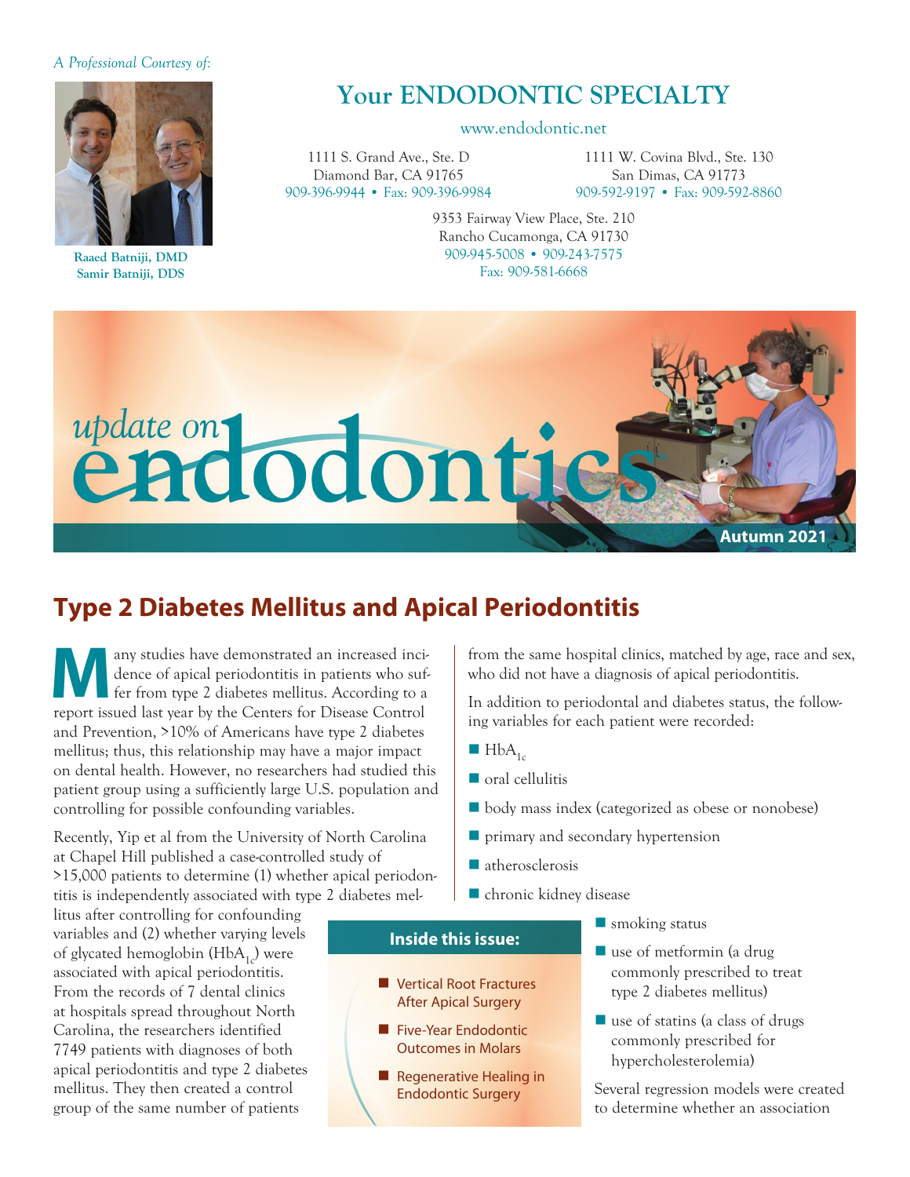*A Professional Courtesy of:*

**Raaed Batniji, DMD**
**Samir Batniji, DDS**

## Your ENDODONTIC SPECIALTY

www.endodontic.net

1111 S. Grand Ave., Ste. D
Diamond Bar, CA 91765
909-396-9944 • Fax: 909-396-9984

1111 W. Covina Blvd., Ste. 130
San Dimas, CA 91773
909-592-9197 • Fax: 909-592-8860

9353 Fairway View Place, Ste. 210
Rancho Cucamonga, CA 91730
909-945-5008 • 909-243-7575
Fax: 909-581-6668

# update on endodontics

**Autumn 2021**

## Type 2 Diabetes Mellitus and Apical Periodontitis

Many studies have demonstrated an increased incidence of apical periodontitis in patients who suffer from type 2 diabetes mellitus. According to a report issued last year by the Centers for Disease Control and Prevention, >10% of Americans have type 2 diabetes mellitus; thus, this relationship may have a major impact on dental health. However, no researchers had studied this patient group using a sufficiently large U.S. population and controlling for possible confounding variables.

Recently, Yip et al from the University of North Carolina at Chapel Hill published a case-controlled study of >15,000 patients to determine (1) whether apical periodontitis is independently associated with type 2 diabetes mellitus after controlling for confounding variables and (2) whether varying levels of glycated hemoglobin ($HbA_{1c}$) were associated with apical periodontitis. From the records of 7 dental clinics at hospitals spread throughout North Carolina, the researchers identified 7749 patients with diagnoses of both apical periodontitis and type 2 diabetes mellitus. They then created a control group of the same number of patients from the same hospital clinics, matched by age, race and sex, who did not have a diagnosis of apical periodontitis.

In addition to periodontal and diabetes status, the following variables for each patient were recorded:

- $HbA_{1c}$
- oral cellulitis
- body mass index (categorized as obese or nonobese)
- primary and secondary hypertension
- atherosclerosis
- chronic kidney disease
- smoking status
- use of metformin (a drug commonly prescribed to treat type 2 diabetes mellitus)
- use of statins (a class of drugs commonly prescribed for hypercholesterolemia)

Several regression models were created to determine whether an association

**Inside this issue:**

- Vertical Root Fractures After Apical Surgery
- Five-Year Endodontic Outcomes in Molars
- Regenerative Healing in Endodontic Surgery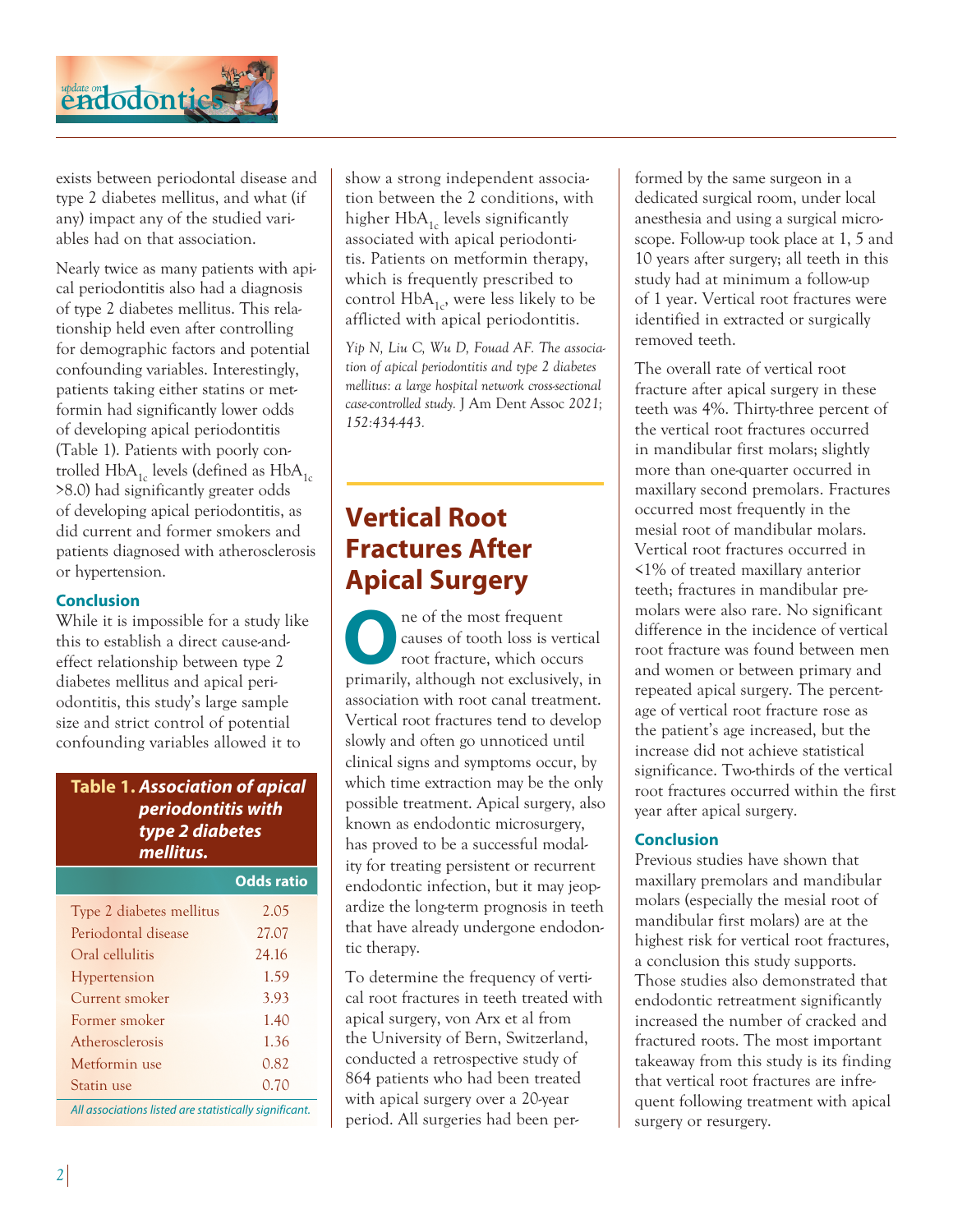exists between periodontal disease and type 2 diabetes mellitus, and what (if any) impact any of the studied variables had on that association.

Nearly twice as many patients with apical periodontitis also had a diagnosis of type 2 diabetes mellitus. This relationship held even after controlling for demographic factors and potential confounding variables. Interestingly, patients taking either statins or metformin had significantly lower odds of developing apical periodontitis (Table 1). Patients with poorly controlled $HbA_{1c}$ levels (defined as $HbA_{1c}$ >8.0) had significantly greater odds of developing apical periodontitis, as did current and former smokers and patients diagnosed with atherosclerosis or hypertension.

### Conclusion

While it is impossible for a study like this to establish a direct cause-and-effect relationship between type 2 diabetes mellitus and apical periodontitis, this study's large sample size and strict control of potential confounding variables allowed it to show a strong independent association between the 2 conditions, with higher $HbA_{1c}$ levels significantly associated with apical periodontitis. Patients on metformin therapy, which is frequently prescribed to control $HbA_{1c}$, were less likely to be afflicted with apical periodontitis.

**Table 1.** ***Association of apical periodontitis with type 2 diabetes mellitus.***

| | Odds ratio |
|---|---|
| Type 2 diabetes mellitus | 2.05 |
| Periodontal disease | 27.07 |
| Oral cellulitis | 24.16 |
| Hypertension | 1.59 |
| Current smoker | 3.93 |
| Former smoker | 1.40 |
| Atherosclerosis | 1.36 |
| Metformin use | 0.82 |
| Statin use | 0.70 |

*All associations listed are statistically significant.*

*Yip N, Liu C, Wu D, Fouad AF. The association of apical periodontitis and type 2 diabetes mellitus: a large hospital network cross-sectional case-controlled study.* J Am Dent Assoc *2021; 152:434-443.*

## Vertical Root Fractures After Apical Surgery

One of the most frequent causes of tooth loss is vertical root fracture, which occurs primarily, although not exclusively, in association with root canal treatment. Vertical root fractures tend to develop slowly and often go unnoticed until clinical signs and symptoms occur, by which time extraction may be the only possible treatment. Apical surgery, also known as endodontic microsurgery, has proved to be a successful modality for treating persistent or recurrent endodontic infection, but it may jeopardize the long-term prognosis in teeth that have already undergone endodontic therapy.

To determine the frequency of vertical root fractures in teeth treated with apical surgery, von Arx et al from the University of Bern, Switzerland, conducted a retrospective study of 864 patients who had been treated with apical surgery over a 20-year period. All surgeries had been performed by the same surgeon in a dedicated surgical room, under local anesthesia and using a surgical microscope. Follow-up took place at 1, 5 and 10 years after surgery; all teeth in this study had at minimum a follow-up of 1 year. Vertical root fractures were identified in extracted or surgically removed teeth.

The overall rate of vertical root fracture after apical surgery in these teeth was 4%. Thirty-three percent of the vertical root fractures occurred in mandibular first molars; slightly more than one-quarter occurred in maxillary second premolars. Fractures occurred most frequently in the mesial root of mandibular molars. Vertical root fractures occurred in <1% of treated maxillary anterior teeth; fractures in mandibular premolars were also rare. No significant difference in the incidence of vertical root fracture was found between men and women or between primary and repeated apical surgery. The percentage of vertical root fracture rose as the patient's age increased, but the increase did not achieve statistical significance. Two-thirds of the vertical root fractures occurred within the first year after apical surgery.

### Conclusion

Previous studies have shown that maxillary premolars and mandibular molars (especially the mesial root of mandibular first molars) are at the highest risk for vertical root fractures, a conclusion this study supports. Those studies also demonstrated that endodontic retreatment significantly increased the number of cracked and fractured roots. The most important takeaway from this study is its finding that vertical root fractures are infrequent following treatment with apical surgery or resurgery.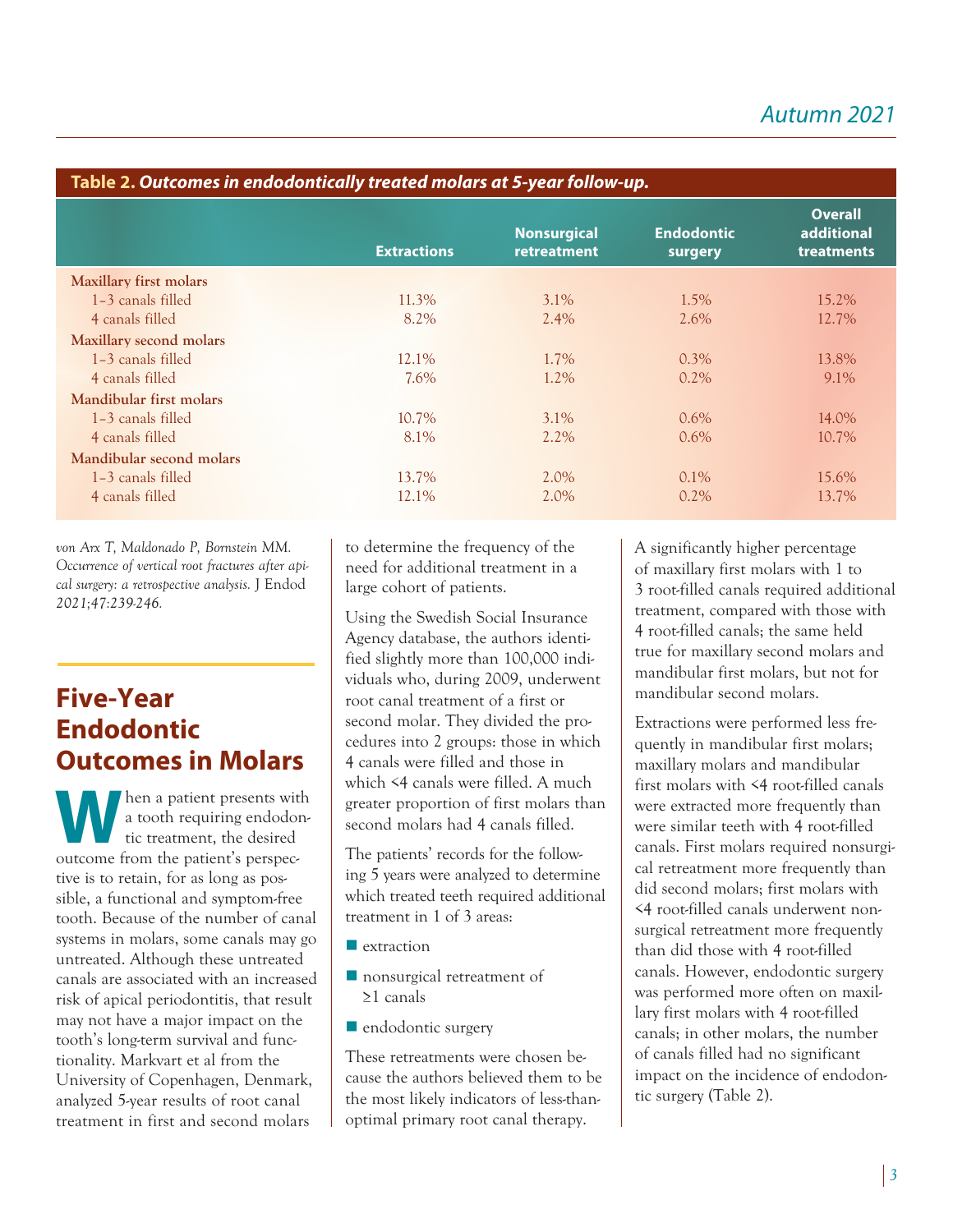**Table 2.** *Outcomes in endodontically treated molars at 5-year follow-up.*

| | Extractions | Nonsurgical retreatment | Endodontic surgery | Overall additional treatments |
|---|---|---|---|---|
| **Maxillary first molars** | | | | |
| 1–3 canals filled | 11.3% | 3.1% | 1.5% | 15.2% |
| 4 canals filled | 8.2% | 2.4% | 2.6% | 12.7% |
| **Maxillary second molars** | | | | |
| 1–3 canals filled | 12.1% | 1.7% | 0.3% | 13.8% |
| 4 canals filled | 7.6% | 1.2% | 0.2% | 9.1% |
| **Mandibular first molars** | | | | |
| 1–3 canals filled | 10.7% | 3.1% | 0.6% | 14.0% |
| 4 canals filled | 8.1% | 2.2% | 0.6% | 10.7% |
| **Mandibular second molars** | | | | |
| 1–3 canals filled | 13.7% | 2.0% | 0.1% | 15.6% |
| 4 canals filled | 12.1% | 2.0% | 0.2% | 13.7% |

*von Arx T, Maldonado P, Bornstein MM. Occurrence of vertical root fractures after apical surgery: a retrospective analysis.* J Endod *2021;47:239-246.*

## Five-Year Endodontic Outcomes in Molars

When a patient presents with a tooth requiring endodontic treatment, the desired outcome from the patient's perspective is to retain, for as long as possible, a functional and symptom-free tooth. Because of the number of canal systems in molars, some canals may go untreated. Although these untreated canals are associated with an increased risk of apical periodontitis, that result may not have a major impact on the tooth's long-term survival and functionality. Markvart et al from the University of Copenhagen, Denmark, analyzed 5-year results of root canal treatment in first and second molars to determine the frequency of the need for additional treatment in a large cohort of patients.

Using the Swedish Social Insurance Agency database, the authors identified slightly more than 100,000 individuals who, during 2009, underwent root canal treatment of a first or second molar. They divided the procedures into 2 groups: those in which 4 canals were filled and those in which <4 canals were filled. A much greater proportion of first molars than second molars had 4 canals filled.

The patients' records for the following 5 years were analyzed to determine which treated teeth required additional treatment in 1 of 3 areas:

- extraction
- nonsurgical retreatment of ≥1 canals
- endodontic surgery

These retreatments were chosen because the authors believed them to be the most likely indicators of less-than-optimal primary root canal therapy.

A significantly higher percentage of maxillary first molars with 1 to 3 root-filled canals required additional treatment, compared with those with 4 root-filled canals; the same held true for maxillary second molars and mandibular first molars, but not for mandibular second molars.

Extractions were performed less frequently in mandibular first molars; maxillary molars and mandibular first molars with <4 root-filled canals were extracted more frequently than were similar teeth with 4 root-filled canals. First molars required nonsurgical retreatment more frequently than did second molars; first molars with <4 root-filled canals underwent nonsurgical retreatment more frequently than did those with 4 root-filled canals. However, endodontic surgery was performed more often on maxillary first molars with 4 root-filled canals; in other molars, the number of canals filled had no significant impact on the incidence of endodontic surgery (Table 2).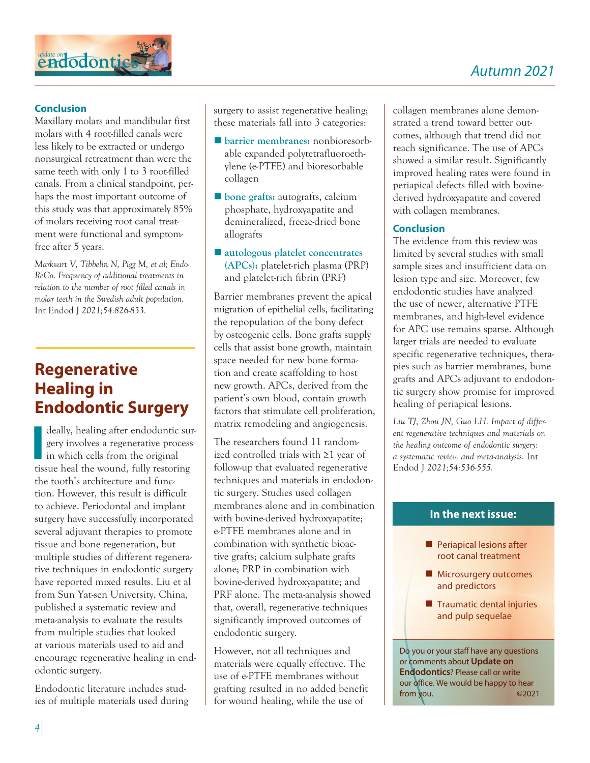### Conclusion

Maxillary molars and mandibular first molars with 4 root-filled canals were less likely to be extracted or undergo nonsurgical retreatment than were the same teeth with only 1 to 3 root-filled canals. From a clinical standpoint, perhaps the most important outcome of this study was that approximately 85% of molars receiving root canal treatment were functional and symptom-free after 5 years.

*Markvart V, Tibbelin N, Pigg M, et al; EndoReCo. Frequency of additional treatments in relation to the number of root filled canals in molar teeth in the Swedish adult population.* Int Endod J *2021;54:826-833.*

## Regenerative Healing in Endodontic Surgery

Ideally, healing after endodontic surgery involves a regenerative process in which cells from the original tissue heal the wound, fully restoring the tooth's architecture and function. However, this result is difficult to achieve. Periodontal and implant surgery have successfully incorporated several adjuvant therapies to promote tissue and bone regeneration, but multiple studies of different regenerative techniques in endodontic surgery have reported mixed results. Liu et al from Sun Yat-sen University, China, published a systematic review and meta-analysis to evaluate the results from multiple studies that looked at various materials used to aid and encourage regenerative healing in endodontic surgery.

Endodontic literature includes studies of multiple materials used during surgery to assist regenerative healing; these materials fall into 3 categories:

- **barrier membranes:** nonbioresorbable expanded polytetrafluoroethylene (e-PTFE) and bioresorbable collagen
- **bone grafts:** autografts, calcium phosphate, hydroxyapatite and demineralized, freeze-dried bone allografts
- **autologous platelet concentrates (APCs):** platelet-rich plasma (PRP) and platelet-rich fibrin (PRF)

Barrier membranes prevent the apical migration of epithelial cells, facilitating the repopulation of the bony defect by osteogenic cells. Bone grafts supply cells that assist bone growth, maintain space needed for new bone formation and create scaffolding to host new growth. APCs, derived from the patient's own blood, contain growth factors that stimulate cell proliferation, matrix remodeling and angiogenesis.

The researchers found 11 randomized controlled trials with ≥1 year of follow-up that evaluated regenerative techniques and materials in endodontic surgery. Studies used collagen membranes alone and in combination with bovine-derived hydroxyapatite; e-PTFE membranes alone and in combination with synthetic bioactive grafts; calcium sulphate grafts alone; PRP in combination with bovine-derived hydroxyapatite; and PRF alone. The meta-analysis showed that, overall, regenerative techniques significantly improved outcomes of endodontic surgery.

However, not all techniques and materials were equally effective. The use of e-PTFE membranes without grafting resulted in no added benefit for wound healing, while the use of collagen membranes alone demonstrated a trend toward better outcomes, although that trend did not reach significance. The use of APCs showed a similar result. Significantly improved healing rates were found in periapical defects filled with bovine-derived hydroxyapatite and covered with collagen membranes.

### Conclusion

The evidence from this review was limited by several studies with small sample sizes and insufficient data on lesion type and size. Moreover, few endodontic studies have analyzed the use of newer, alternative PTFE membranes, and high-level evidence for APC use remains sparse. Although larger trials are needed to evaluate specific regenerative techniques, therapies such as barrier membranes, bone grafts and APCs adjuvant to endodontic surgery show promise for improved healing of periapical lesions.

*Liu TJ, Zhou JN, Guo LH. Impact of different regenerative techniques and materials on the healing outcome of endodontic surgery: a systematic review and meta-analysis.* Int Endod J *2021;54:536-555.*

### In the next issue:

- Periapical lesions after root canal treatment
- Microsurgery outcomes and predictors
- Traumatic dental injuries and pulp sequelae

Do you or your staff have any questions or comments about **Update on Endodontics**? Please call or write our office. We would be happy to hear from you. ©2021